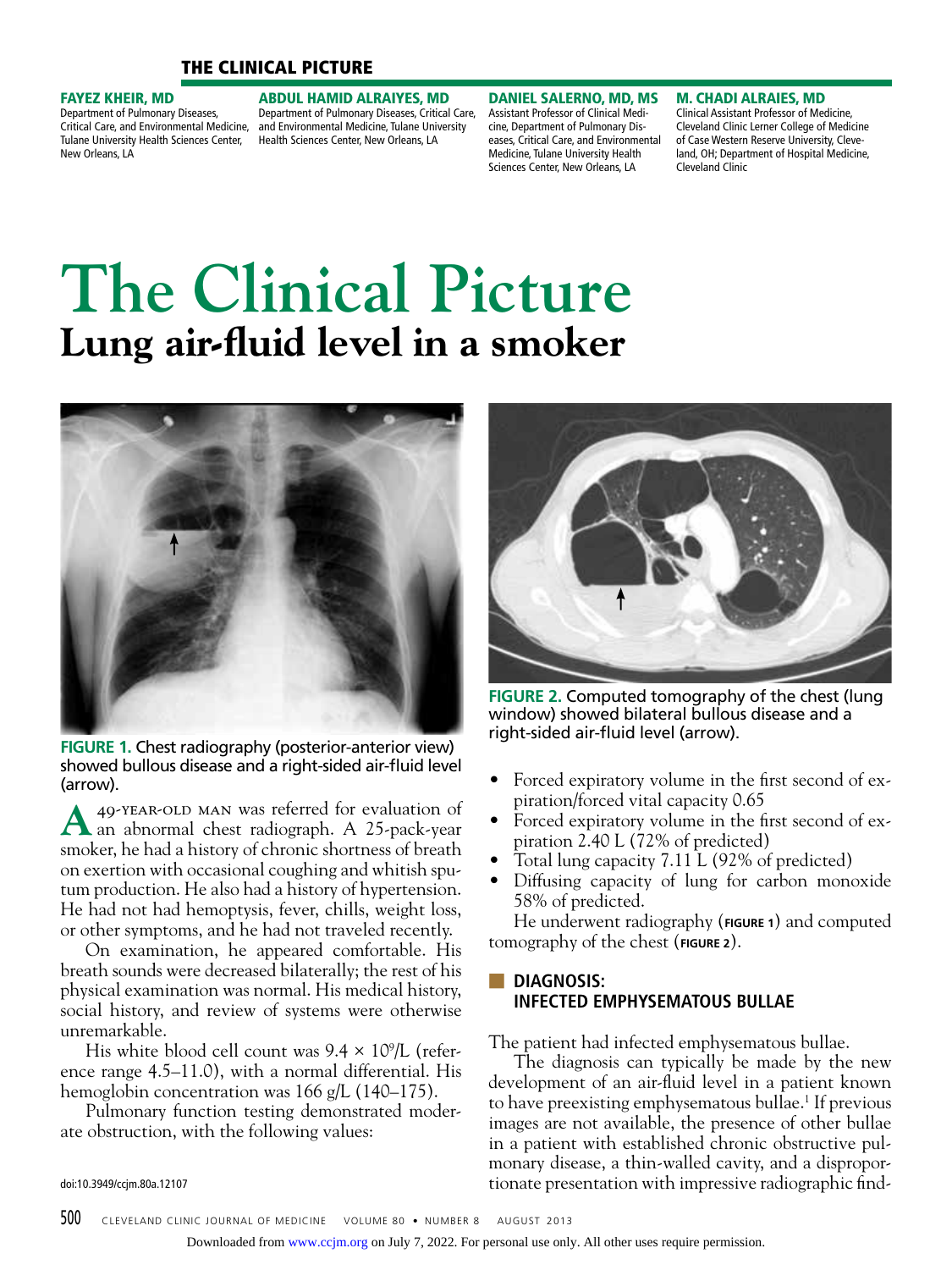THE CLINICAL PICTURE

**FAYEZ KHEIR, MD**
Department of Pulmonary Diseases, Critical Care, and Environmental Medicine, Tulane University Health Sciences Center, New Orleans, LA

**ABDUL HAMID ALRAIYES, MD**
Department of Pulmonary Diseases, Critical Care, and Environmental Medicine, Tulane University Health Sciences Center, New Orleans, LA

**DANIEL SALERNO, MD, MS**
Assistant Professor of Clinical Medicine, Department of Pulmonary Diseases, Critical Care, and Environmental Medicine, Tulane University Health Sciences Center, New Orleans, LA

**M. CHADI ALRAIES, MD**
Clinical Assistant Professor of Medicine, Cleveland Clinic Lerner College of Medicine of Case Western Reserve University, Cleveland, OH; Department of Hospital Medicine, Cleveland Clinic

# The Clinical Picture
## Lung air-fluid level in a smoker

**FIGURE 1.** Chest radiography (posterior-anterior view) showed bullous disease and a right-sided air-fluid level (arrow).

A 49-YEAR-OLD MAN was referred for evaluation of an abnormal chest radiograph. A 25-pack-year smoker, he had a history of chronic shortness of breath on exertion with occasional coughing and whitish sputum production. He also had a history of hypertension. He had not had hemoptysis, fever, chills, weight loss, or other symptoms, and he had not traveled recently.

On examination, he appeared comfortable. His breath sounds were decreased bilaterally; the rest of his physical examination was normal. His medical history, social history, and review of systems were otherwise unremarkable.

His white blood cell count was $9.4 \times 10^9$/L (reference range 4.5–11.0), with a normal differential. His hemoglobin concentration was 166 g/L (140–175).

Pulmonary function testing demonstrated moderate obstruction, with the following values:

**FIGURE 2.** Computed tomography of the chest (lung window) showed bilateral bullous disease and a right-sided air-fluid level (arrow).

- Forced expiratory volume in the first second of expiration/forced vital capacity 0.65
- Forced expiratory volume in the first second of expiration 2.40 L (72% of predicted)
- Total lung capacity 7.11 L (92% of predicted)
- Diffusing capacity of lung for carbon monoxide 58% of predicted.

He underwent radiography (FIGURE 1) and computed tomography of the chest (FIGURE 2).

### DIAGNOSIS: INFECTED EMPHYSEMATOUS BULLAE

The patient had infected emphysematous bullae.

The diagnosis can typically be made by the new development of an air-fluid level in a patient known to have preexisting emphysematous bullae.[1] If previous images are not available, the presence of other bullae in a patient with established chronic obstructive pulmonary disease, a thin-walled cavity, and a disproportionate presentation with impressive radiographic find-

doi:10.3949/ccjm.80a.12107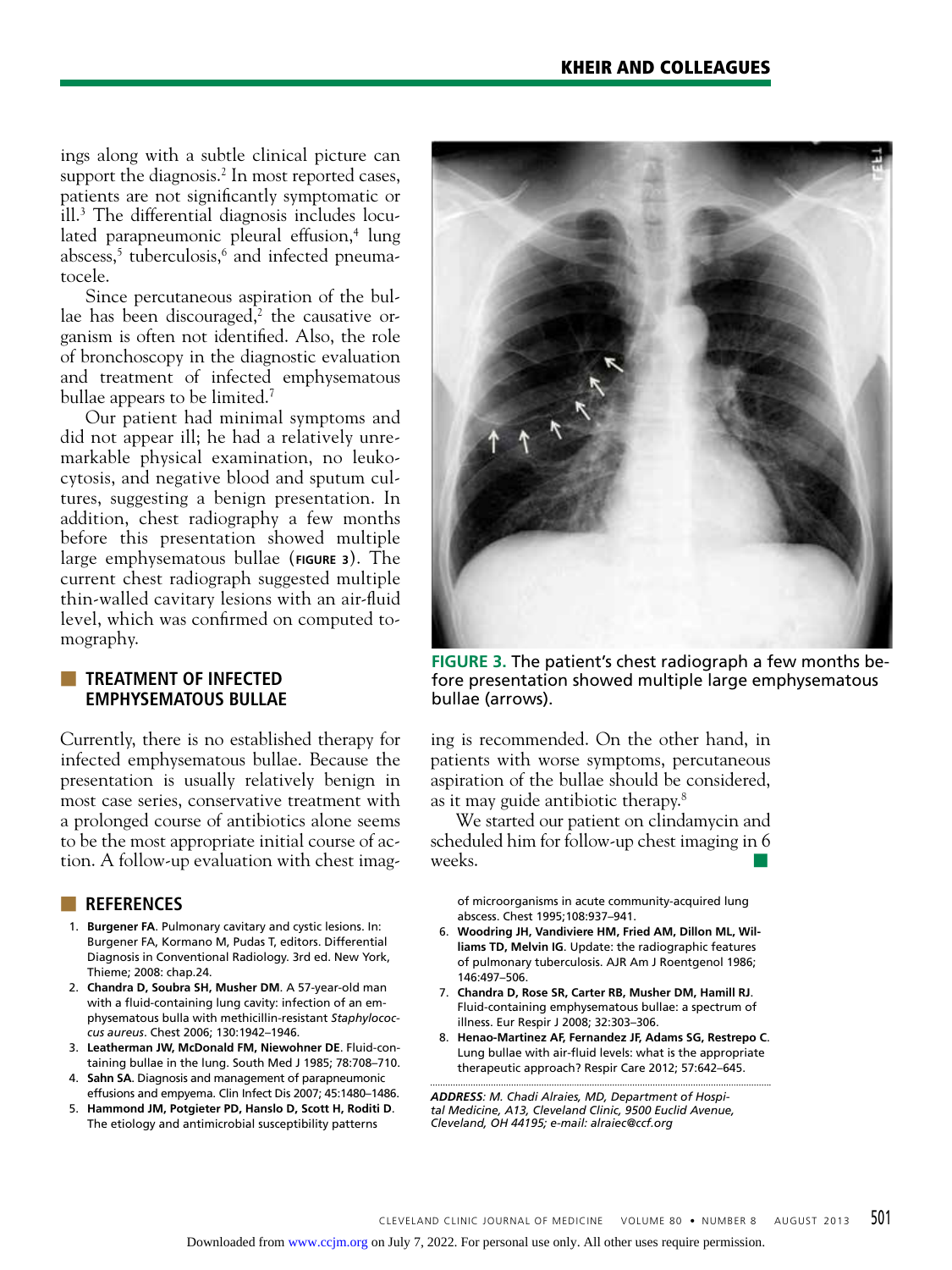ings along with a subtle clinical picture can support the diagnosis.[2] In most reported cases, patients are not significantly symptomatic or ill.[3] The differential diagnosis includes loculated parapneumonic pleural effusion,[4] lung abscess,[5] tuberculosis,[6] and infected pneumatocele.

Since percutaneous aspiration of the bullae has been discouraged,[2] the causative organism is often not identified. Also, the role of bronchoscopy in the diagnostic evaluation and treatment of infected emphysematous bullae appears to be limited.[7]

Our patient had minimal symptoms and did not appear ill; he had a relatively unremarkable physical examination, no leukocytosis, and negative blood and sputum cultures, suggesting a benign presentation. In addition, chest radiography a few months before this presentation showed multiple large emphysematous bullae (**FIGURE 3**). The current chest radiograph suggested multiple thin-walled cavitary lesions with an air-fluid level, which was confirmed on computed tomography.

**FIGURE 3.** The patient's chest radiograph a few months before presentation showed multiple large emphysematous bullae (arrows).

## TREATMENT OF INFECTED EMPHYSEMATOUS BULLAE

Currently, there is no established therapy for infected emphysematous bullae. Because the presentation is usually relatively benign in most case series, conservative treatment with a prolonged course of antibiotics alone seems to be the most appropriate initial course of action. A follow-up evaluation with chest imaging is recommended. On the other hand, in patients with worse symptoms, percutaneous aspiration of the bullae should be considered, as it may guide antibiotic therapy.[8]

We started our patient on clindamycin and scheduled him for follow-up chest imaging in 6 weeks. ■

## REFERENCES

1. **Burgener FA**. Pulmonary cavitary and cystic lesions. In: Burgener FA, Kormano M, Pudas T, editors. Differential Diagnosis in Conventional Radiology. 3rd ed. New York, Thieme; 2008: chap.24.
2. **Chandra D, Soubra SH, Musher DM**. A 57-year-old man with a fluid-containing lung cavity: infection of an emphysematous bulla with methicillin-resistant *Staphylococcus aureus*. Chest 2006; 130:1942–1946.
3. **Leatherman JW, McDonald FM, Niewohner DE**. Fluid-containing bullae in the lung. South Med J 1985; 78:708–710.
4. **Sahn SA**. Diagnosis and management of parapneumonic effusions and empyema. Clin Infect Dis 2007; 45:1480–1486.
5. **Hammond JM, Potgieter PD, Hanslo D, Scott H, Roditi D**. The etiology and antimicrobial susceptibility patterns of microorganisms in acute community-acquired lung abscess. Chest 1995;108:937–941.
6. **Woodring JH, Vandiviere HM, Fried AM, Dillon ML, Williams TD, Melvin IG**. Update: the radiographic features of pulmonary tuberculosis. AJR Am J Roentgenol 1986; 146:497–506.
7. **Chandra D, Rose SR, Carter RB, Musher DM, Hamill RJ**. Fluid-containing emphysematous bullae: a spectrum of illness. Eur Respir J 2008; 32:303–306.
8. **Henao-Martinez AF, Fernandez JF, Adams SG, Restrepo C**. Lung bullae with air-fluid levels: what is the appropriate therapeutic approach? Respir Care 2012; 57:642–645.

***ADDRESS**: M. Chadi Alraies, MD, Department of Hospital Medicine, A13, Cleveland Clinic, 9500 Euclid Avenue, Cleveland, OH 44195; e-mail: alraiec@ccf.org*